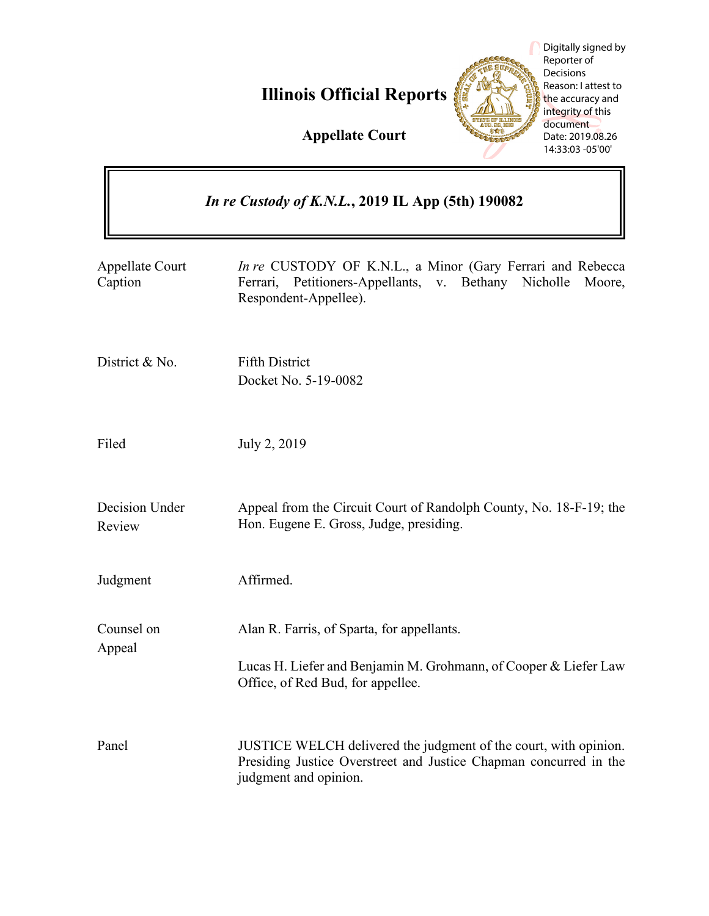# Illinois Official Reports

## Appellate Court

Digitally signed by Reporter of Decisions
Reason: I attest to the accuracy and integrity of this document
Date: 2019.08.26 14:33:03 -05'00'

***In re Custody of K.N.L.*, 2019 IL App (5th) 190082**

| | |
|---|---|
| Appellate Court Caption | *In re* CUSTODY OF K.N.L., a Minor (Gary Ferrari and Rebecca Ferrari, Petitioners-Appellants, v. Bethany Nicholle Moore, Respondent-Appellee). |
| District & No. | Fifth District<br>Docket No. 5-19-0082 |
| Filed | July 2, 2019 |
| Decision Under Review | Appeal from the Circuit Court of Randolph County, No. 18-F-19; the Hon. Eugene E. Gross, Judge, presiding. |
| Judgment | Affirmed. |
| Counsel on Appeal | Alan R. Farris, of Sparta, for appellants.<br><br>Lucas H. Liefer and Benjamin M. Grohmann, of Cooper & Liefer Law Office, of Red Bud, for appellee. |
| Panel | JUSTICE WELCH delivered the judgment of the court, with opinion. Presiding Justice Overstreet and Justice Chapman concurred in the judgment and opinion. |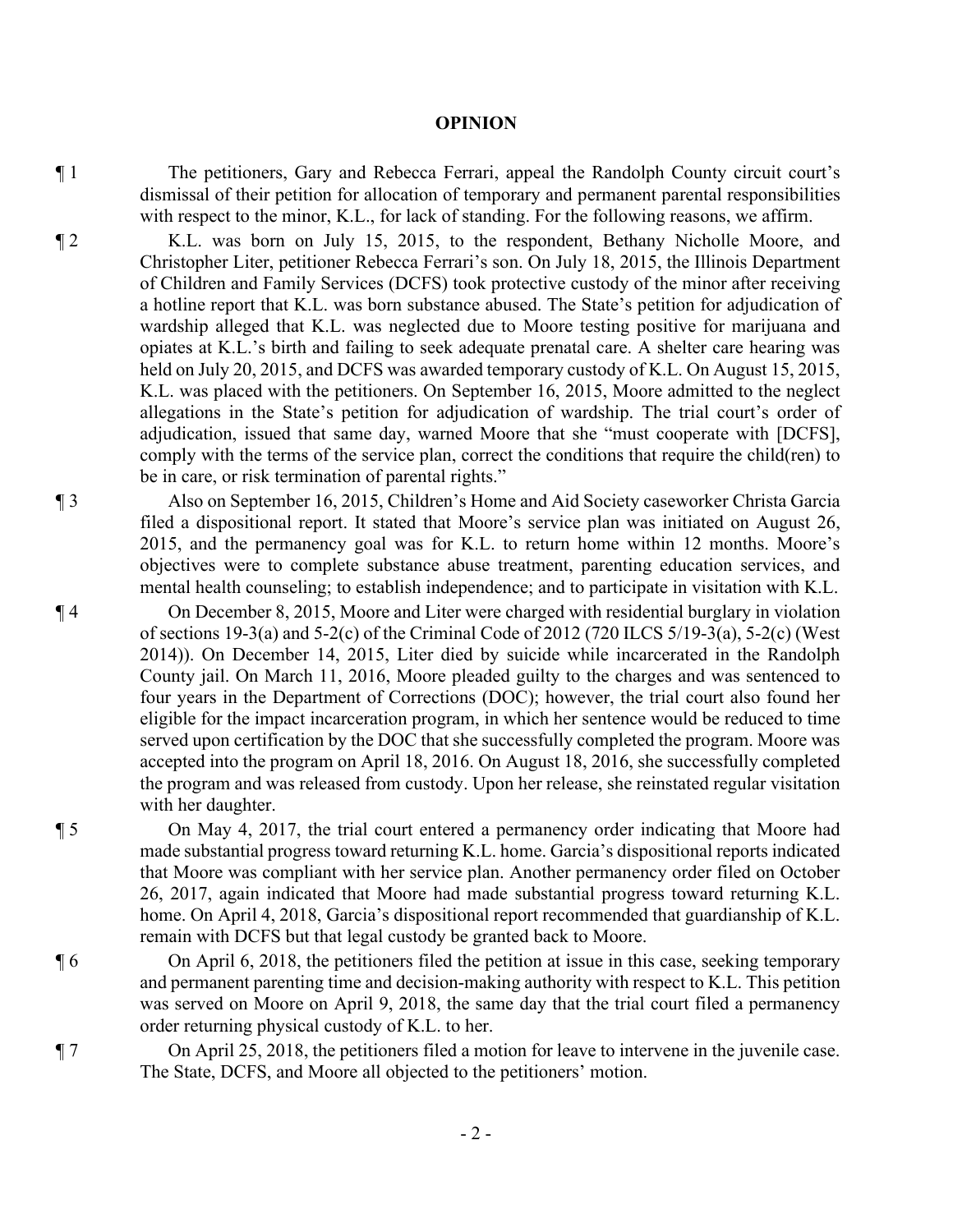**OPINION**

¶ 1 The petitioners, Gary and Rebecca Ferrari, appeal the Randolph County circuit court's dismissal of their petition for allocation of temporary and permanent parental responsibilities with respect to the minor, K.L., for lack of standing. For the following reasons, we affirm.

¶ 2 K.L. was born on July 15, 2015, to the respondent, Bethany Nicholle Moore, and Christopher Liter, petitioner Rebecca Ferrari's son. On July 18, 2015, the Illinois Department of Children and Family Services (DCFS) took protective custody of the minor after receiving a hotline report that K.L. was born substance abused. The State's petition for adjudication of wardship alleged that K.L. was neglected due to Moore testing positive for marijuana and opiates at K.L.'s birth and failing to seek adequate prenatal care. A shelter care hearing was held on July 20, 2015, and DCFS was awarded temporary custody of K.L. On August 15, 2015, K.L. was placed with the petitioners. On September 16, 2015, Moore admitted to the neglect allegations in the State's petition for adjudication of wardship. The trial court's order of adjudication, issued that same day, warned Moore that she "must cooperate with [DCFS], comply with the terms of the service plan, correct the conditions that require the child(ren) to be in care, or risk termination of parental rights."

¶ 3 Also on September 16, 2015, Children's Home and Aid Society caseworker Christa Garcia filed a dispositional report. It stated that Moore's service plan was initiated on August 26, 2015, and the permanency goal was for K.L. to return home within 12 months. Moore's objectives were to complete substance abuse treatment, parenting education services, and mental health counseling; to establish independence; and to participate in visitation with K.L.

¶ 4 On December 8, 2015, Moore and Liter were charged with residential burglary in violation of sections 19-3(a) and 5-2(c) of the Criminal Code of 2012 (720 ILCS 5/19-3(a), 5-2(c) (West 2014)). On December 14, 2015, Liter died by suicide while incarcerated in the Randolph County jail. On March 11, 2016, Moore pleaded guilty to the charges and was sentenced to four years in the Department of Corrections (DOC); however, the trial court also found her eligible for the impact incarceration program, in which her sentence would be reduced to time served upon certification by the DOC that she successfully completed the program. Moore was accepted into the program on April 18, 2016. On August 18, 2016, she successfully completed the program and was released from custody. Upon her release, she reinstated regular visitation with her daughter.

¶ 5 On May 4, 2017, the trial court entered a permanency order indicating that Moore had made substantial progress toward returning K.L. home. Garcia's dispositional reports indicated that Moore was compliant with her service plan. Another permanency order filed on October 26, 2017, again indicated that Moore had made substantial progress toward returning K.L. home. On April 4, 2018, Garcia's dispositional report recommended that guardianship of K.L. remain with DCFS but that legal custody be granted back to Moore.

¶ 6 On April 6, 2018, the petitioners filed the petition at issue in this case, seeking temporary and permanent parenting time and decision-making authority with respect to K.L. This petition was served on Moore on April 9, 2018, the same day that the trial court filed a permanency order returning physical custody of K.L. to her.

¶ 7 On April 25, 2018, the petitioners filed a motion for leave to intervene in the juvenile case. The State, DCFS, and Moore all objected to the petitioners' motion.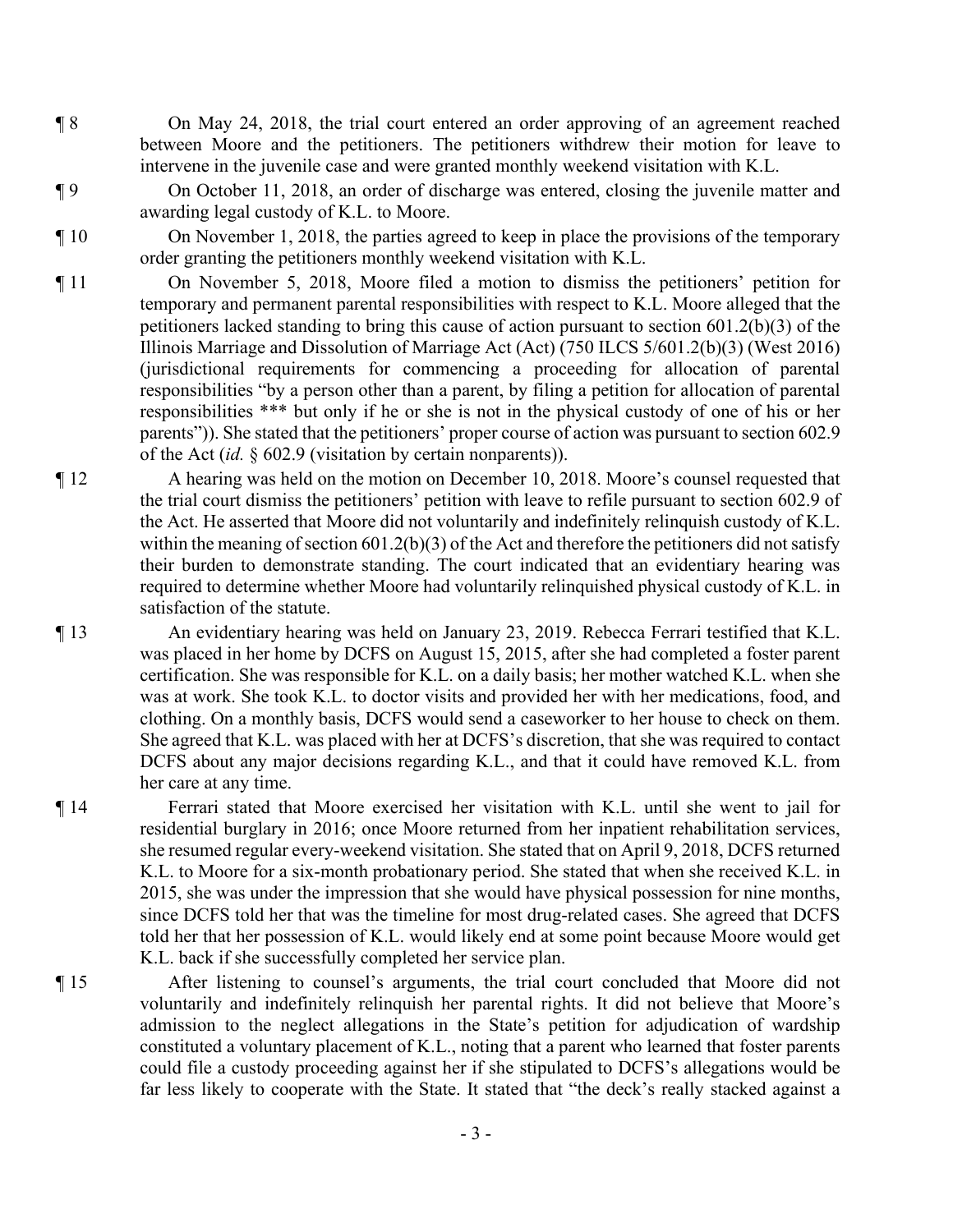¶ 8 On May 24, 2018, the trial court entered an order approving of an agreement reached between Moore and the petitioners. The petitioners withdrew their motion for leave to intervene in the juvenile case and were granted monthly weekend visitation with K.L.

¶ 9 On October 11, 2018, an order of discharge was entered, closing the juvenile matter and awarding legal custody of K.L. to Moore.

¶ 10 On November 1, 2018, the parties agreed to keep in place the provisions of the temporary order granting the petitioners monthly weekend visitation with K.L.

¶ 11 On November 5, 2018, Moore filed a motion to dismiss the petitioners' petition for temporary and permanent parental responsibilities with respect to K.L. Moore alleged that the petitioners lacked standing to bring this cause of action pursuant to section 601.2(b)(3) of the Illinois Marriage and Dissolution of Marriage Act (Act) (750 ILCS 5/601.2(b)(3) (West 2016) (jurisdictional requirements for commencing a proceeding for allocation of parental responsibilities "by a person other than a parent, by filing a petition for allocation of parental responsibilities \*\*\* but only if he or she is not in the physical custody of one of his or her parents")). She stated that the petitioners' proper course of action was pursuant to section 602.9 of the Act (*id.* § 602.9 (visitation by certain nonparents)).

¶ 12 A hearing was held on the motion on December 10, 2018. Moore's counsel requested that the trial court dismiss the petitioners' petition with leave to refile pursuant to section 602.9 of the Act. He asserted that Moore did not voluntarily and indefinitely relinquish custody of K.L. within the meaning of section 601.2(b)(3) of the Act and therefore the petitioners did not satisfy their burden to demonstrate standing. The court indicated that an evidentiary hearing was required to determine whether Moore had voluntarily relinquished physical custody of K.L. in satisfaction of the statute.

¶ 13 An evidentiary hearing was held on January 23, 2019. Rebecca Ferrari testified that K.L. was placed in her home by DCFS on August 15, 2015, after she had completed a foster parent certification. She was responsible for K.L. on a daily basis; her mother watched K.L. when she was at work. She took K.L. to doctor visits and provided her with her medications, food, and clothing. On a monthly basis, DCFS would send a caseworker to her house to check on them. She agreed that K.L. was placed with her at DCFS's discretion, that she was required to contact DCFS about any major decisions regarding K.L., and that it could have removed K.L. from her care at any time.

¶ 14 Ferrari stated that Moore exercised her visitation with K.L. until she went to jail for residential burglary in 2016; once Moore returned from her inpatient rehabilitation services, she resumed regular every-weekend visitation. She stated that on April 9, 2018, DCFS returned K.L. to Moore for a six-month probationary period. She stated that when she received K.L. in 2015, she was under the impression that she would have physical possession for nine months, since DCFS told her that was the timeline for most drug-related cases. She agreed that DCFS told her that her possession of K.L. would likely end at some point because Moore would get K.L. back if she successfully completed her service plan.

¶ 15 After listening to counsel's arguments, the trial court concluded that Moore did not voluntarily and indefinitely relinquish her parental rights. It did not believe that Moore's admission to the neglect allegations in the State's petition for adjudication of wardship constituted a voluntary placement of K.L., noting that a parent who learned that foster parents could file a custody proceeding against her if she stipulated to DCFS's allegations would be far less likely to cooperate with the State. It stated that "the deck's really stacked against a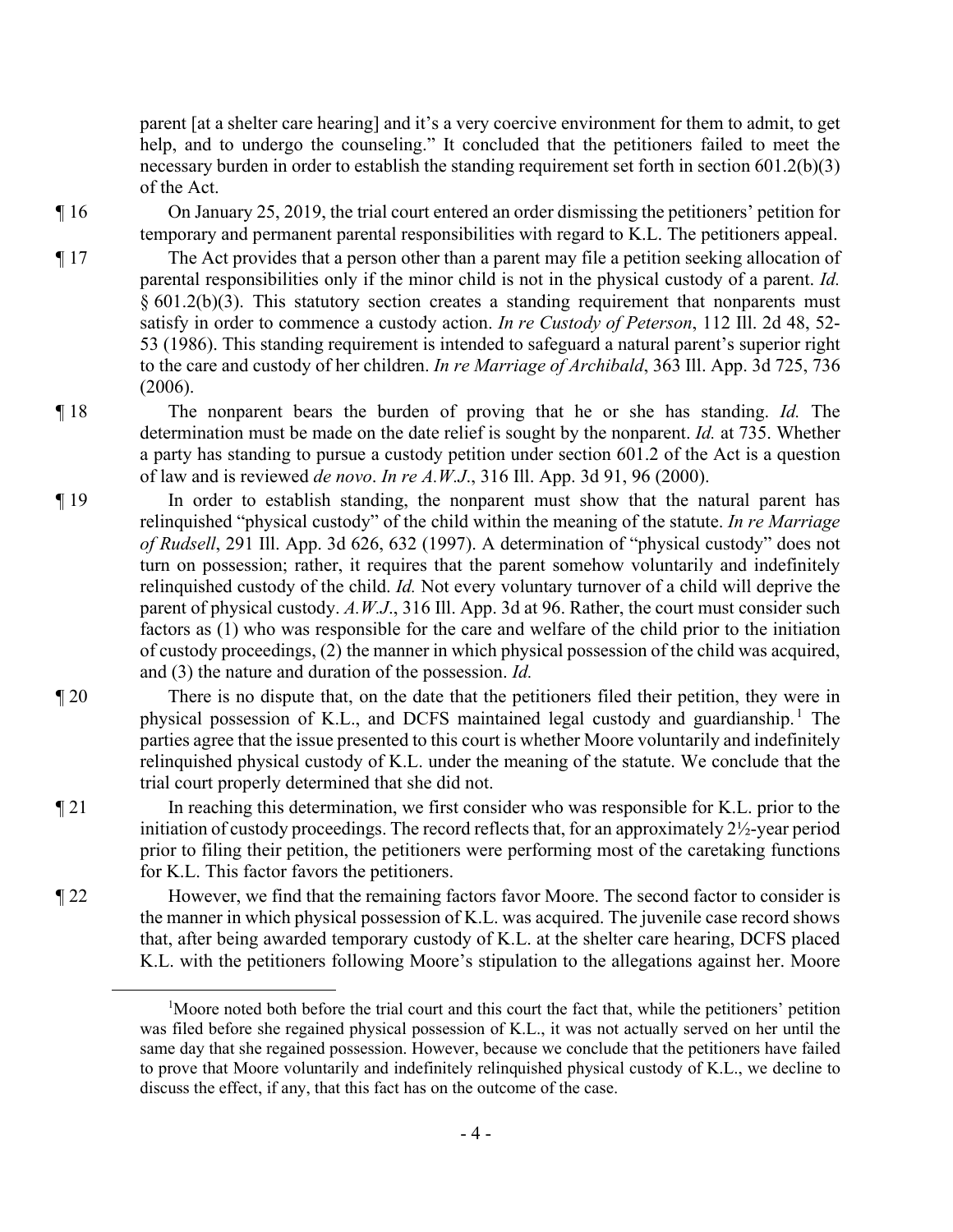parent [at a shelter care hearing] and it's a very coercive environment for them to admit, to get help, and to undergo the counseling." It concluded that the petitioners failed to meet the necessary burden in order to establish the standing requirement set forth in section 601.2(b)(3) of the Act.

¶ 16 On January 25, 2019, the trial court entered an order dismissing the petitioners' petition for temporary and permanent parental responsibilities with regard to K.L. The petitioners appeal.

¶ 17 The Act provides that a person other than a parent may file a petition seeking allocation of parental responsibilities only if the minor child is not in the physical custody of a parent. *Id.* § 601.2(b)(3). This statutory section creates a standing requirement that nonparents must satisfy in order to commence a custody action. *In re Custody of Peterson*, 112 Ill. 2d 48, 52-53 (1986). This standing requirement is intended to safeguard a natural parent's superior right to the care and custody of her children. *In re Marriage of Archibald*, 363 Ill. App. 3d 725, 736 (2006).

¶ 18 The nonparent bears the burden of proving that he or she has standing. *Id.* The determination must be made on the date relief is sought by the nonparent. *Id.* at 735. Whether a party has standing to pursue a custody petition under section 601.2 of the Act is a question of law and is reviewed *de novo*. *In re A.W.J.*, 316 Ill. App. 3d 91, 96 (2000).

¶ 19 In order to establish standing, the nonparent must show that the natural parent has relinquished "physical custody" of the child within the meaning of the statute. *In re Marriage of Rudsell*, 291 Ill. App. 3d 626, 632 (1997). A determination of "physical custody" does not turn on possession; rather, it requires that the parent somehow voluntarily and indefinitely relinquished custody of the child. *Id.* Not every voluntary turnover of a child will deprive the parent of physical custody. *A.W.J.*, 316 Ill. App. 3d at 96. Rather, the court must consider such factors as (1) who was responsible for the care and welfare of the child prior to the initiation of custody proceedings, (2) the manner in which physical possession of the child was acquired, and (3) the nature and duration of the possession. *Id.*

¶ 20 There is no dispute that, on the date that the petitioners filed their petition, they were in physical possession of K.L., and DCFS maintained legal custody and guardianship.[1] The parties agree that the issue presented to this court is whether Moore voluntarily and indefinitely relinquished physical custody of K.L. under the meaning of the statute. We conclude that the trial court properly determined that she did not.

¶ 21 In reaching this determination, we first consider who was responsible for K.L. prior to the initiation of custody proceedings. The record reflects that, for an approximately 2½-year period prior to filing their petition, the petitioners were performing most of the caretaking functions for K.L. This factor favors the petitioners.

¶ 22 However, we find that the remaining factors favor Moore. The second factor to consider is the manner in which physical possession of K.L. was acquired. The juvenile case record shows that, after being awarded temporary custody of K.L. at the shelter care hearing, DCFS placed K.L. with the petitioners following Moore's stipulation to the allegations against her. Moore

[1]Moore noted both before the trial court and this court the fact that, while the petitioners' petition was filed before she regained physical possession of K.L., it was not actually served on her until the same day that she regained possession. However, because we conclude that the petitioners have failed to prove that Moore voluntarily and indefinitely relinquished physical custody of K.L., we decline to discuss the effect, if any, that this fact has on the outcome of the case.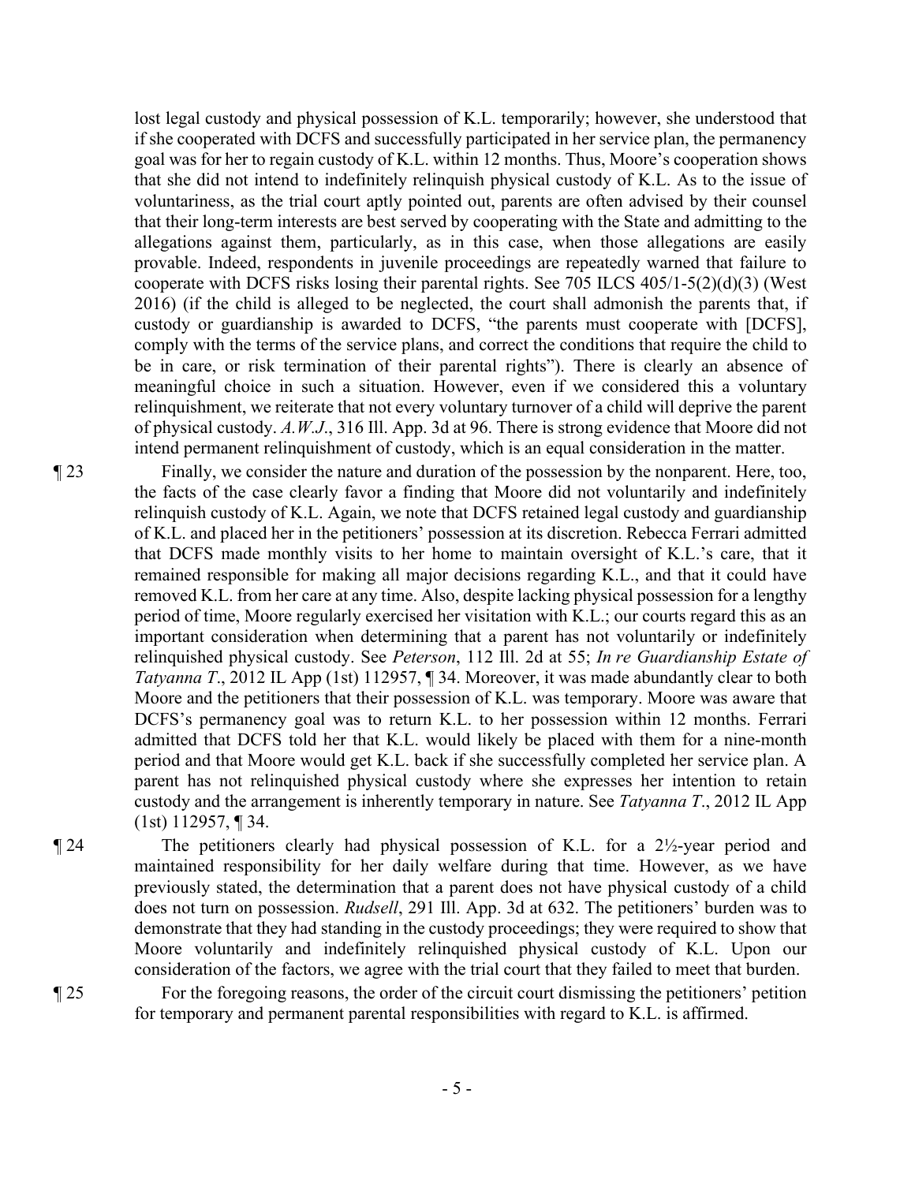lost legal custody and physical possession of K.L. temporarily; however, she understood that if she cooperated with DCFS and successfully participated in her service plan, the permanency goal was for her to regain custody of K.L. within 12 months. Thus, Moore's cooperation shows that she did not intend to indefinitely relinquish physical custody of K.L. As to the issue of voluntariness, as the trial court aptly pointed out, parents are often advised by their counsel that their long-term interests are best served by cooperating with the State and admitting to the allegations against them, particularly, as in this case, when those allegations are easily provable. Indeed, respondents in juvenile proceedings are repeatedly warned that failure to cooperate with DCFS risks losing their parental rights. See 705 ILCS 405/1-5(2)(d)(3) (West 2016) (if the child is alleged to be neglected, the court shall admonish the parents that, if custody or guardianship is awarded to DCFS, "the parents must cooperate with [DCFS], comply with the terms of the service plans, and correct the conditions that require the child to be in care, or risk termination of their parental rights"). There is clearly an absence of meaningful choice in such a situation. However, even if we considered this a voluntary relinquishment, we reiterate that not every voluntary turnover of a child will deprive the parent of physical custody. *A.W.J.*, 316 Ill. App. 3d at 96. There is strong evidence that Moore did not intend permanent relinquishment of custody, which is an equal consideration in the matter.

¶ 23 Finally, we consider the nature and duration of the possession by the nonparent. Here, too, the facts of the case clearly favor a finding that Moore did not voluntarily and indefinitely relinquish custody of K.L. Again, we note that DCFS retained legal custody and guardianship of K.L. and placed her in the petitioners' possession at its discretion. Rebecca Ferrari admitted that DCFS made monthly visits to her home to maintain oversight of K.L.'s care, that it remained responsible for making all major decisions regarding K.L., and that it could have removed K.L. from her care at any time. Also, despite lacking physical possession for a lengthy period of time, Moore regularly exercised her visitation with K.L.; our courts regard this as an important consideration when determining that a parent has not voluntarily or indefinitely relinquished physical custody. See *Peterson*, 112 Ill. 2d at 55; *In re Guardianship Estate of Tatyanna T.*, 2012 IL App (1st) 112957, ¶ 34. Moreover, it was made abundantly clear to both Moore and the petitioners that their possession of K.L. was temporary. Moore was aware that DCFS's permanency goal was to return K.L. to her possession within 12 months. Ferrari admitted that DCFS told her that K.L. would likely be placed with them for a nine-month period and that Moore would get K.L. back if she successfully completed her service plan. A parent has not relinquished physical custody where she expresses her intention to retain custody and the arrangement is inherently temporary in nature. See *Tatyanna T.*, 2012 IL App (1st) 112957, ¶ 34.

¶ 24 The petitioners clearly had physical possession of K.L. for a 2½-year period and maintained responsibility for her daily welfare during that time. However, as we have previously stated, the determination that a parent does not have physical custody of a child does not turn on possession. *Rudsell*, 291 Ill. App. 3d at 632. The petitioners' burden was to demonstrate that they had standing in the custody proceedings; they were required to show that Moore voluntarily and indefinitely relinquished physical custody of K.L. Upon our consideration of the factors, we agree with the trial court that they failed to meet that burden.

¶ 25 For the foregoing reasons, the order of the circuit court dismissing the petitioners' petition for temporary and permanent parental responsibilities with regard to K.L. is affirmed.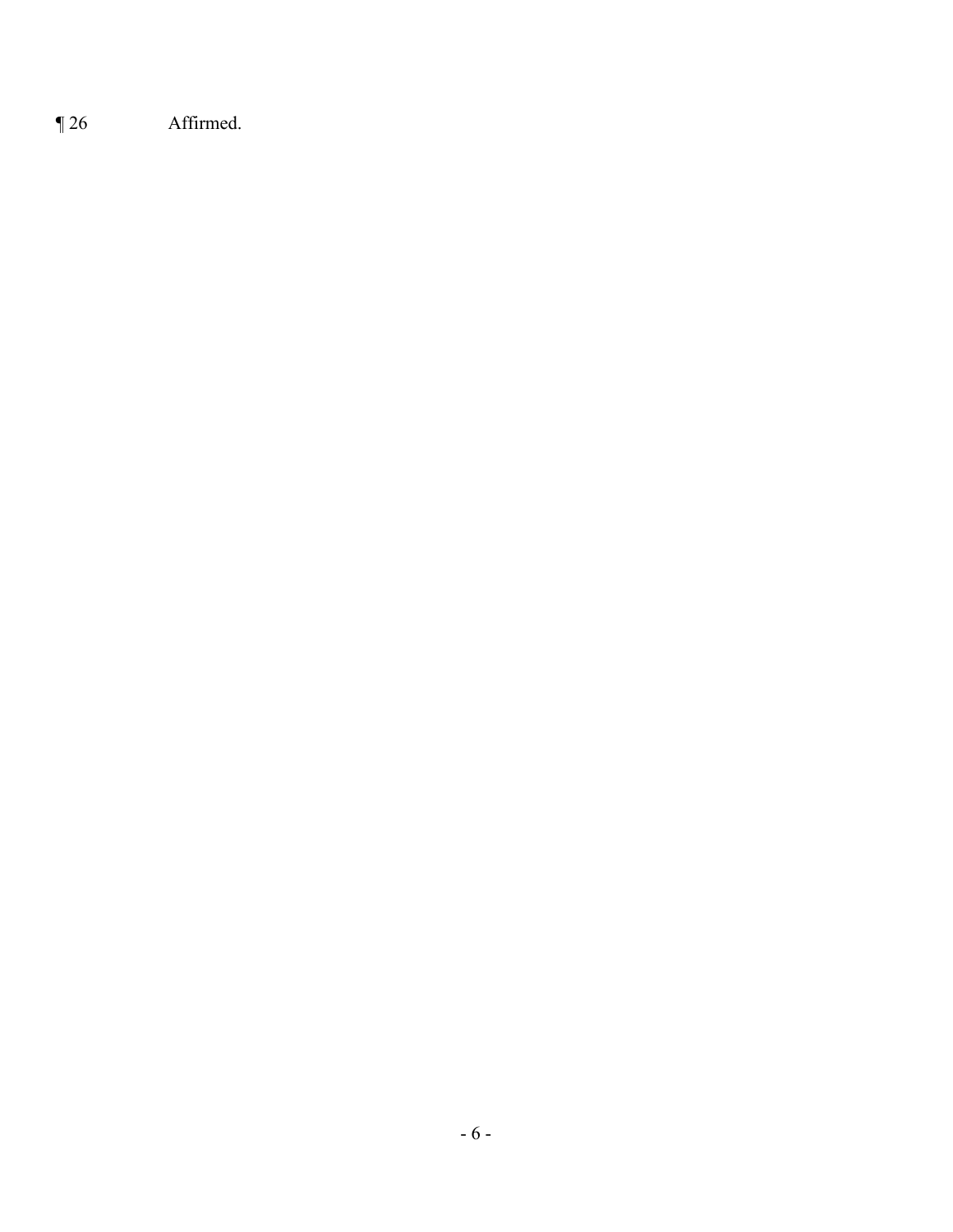¶ 26 Affirmed.